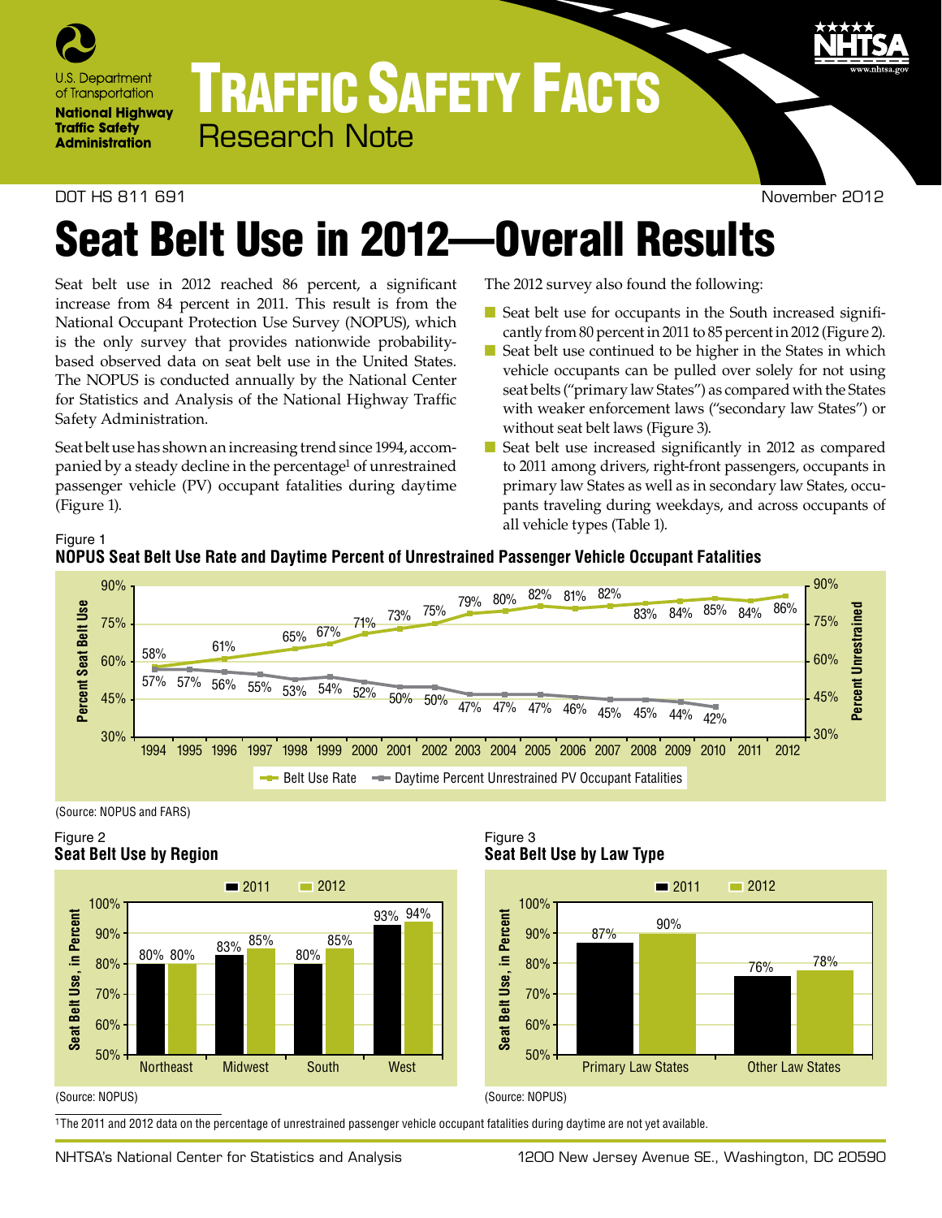# Traffic Safety Facts

## Research Note

DOT HS 811 691 November 2012

# Seat Belt Use in 2012—Overall Results

Seat belt use in 2012 reached 86 percent, a significant increase from 84 percent in 2011. This result is from the National Occupant Protection Use Survey (NOPUS), which is the only survey that provides nationwide probability-based observed data on seat belt use in the United States. The NOPUS is conducted annually by the National Center for Statistics and Analysis of the National Highway Traffic Safety Administration.

Seat belt use has shown an increasing trend since 1994, accompanied by a steady decline in the percentage[1] of unrestrained passenger vehicle (PV) occupant fatalities during daytime (Figure 1).

The 2012 survey also found the following:

- Seat belt use for occupants in the South increased significantly from 80 percent in 2011 to 85 percent in 2012 (Figure 2).
- Seat belt use continued to be higher in the States in which vehicle occupants can be pulled over solely for not using seat belts ("primary law States") as compared with the States with weaker enforcement laws ("secondary law States") or without seat belt laws (Figure 3).
- Seat belt use increased significantly in 2012 as compared to 2011 among drivers, right-front passengers, occupants in primary law States as well as in secondary law States, occupants traveling during weekdays, and across occupants of all vehicle types (Table 1).

Figure 1
**NOPUS Seat Belt Use Rate and Daytime Percent of Unrestrained Passenger Vehicle Occupant Fatalities**

| Year | Belt Use Rate | Daytime Percent Unrestrained PV Occupant Fatalities |
|---|---|---|
| 1994 | 58% | 57% |
| 1995 | | 57% |
| 1996 | 61% | 56% |
| 1997 | | 55% |
| 1998 | 65% | 53% |
| 1999 | 67% | 54% |
| 2000 | 71% | 52% |
| 2001 | 73% | 50% |
| 2002 | 75% | 50% |
| 2003 | 79% | 47% |
| 2004 | 80% | 47% |
| 2005 | 82% | 47% |
| 2006 | 81% | 46% |
| 2007 | 82% | 45% |
| 2008 | 83% | 45% |
| 2009 | 84% | 44% |
| 2010 | 85% | 42% |
| 2011 | 84% | |
| 2012 | 86% | |

(Source: NOPUS and FARS)

Figure 2
**Seat Belt Use by Region**

| Region | 2011 | 2012 |
|---|---|---|
| Northeast | 80% | 80% |
| Midwest | 83% | 85% |
| South | 80% | 85% |
| West | 93% | 94% |

(Source: NOPUS)

Figure 3
**Seat Belt Use by Law Type**

| Law Type | 2011 | 2012 |
|---|---|---|
| Primary Law States | 87% | 90% |
| Other Law States | 76% | 78% |

(Source: NOPUS)

[1] The 2011 and 2012 data on the percentage of unrestrained passenger vehicle occupant fatalities during daytime are not yet available.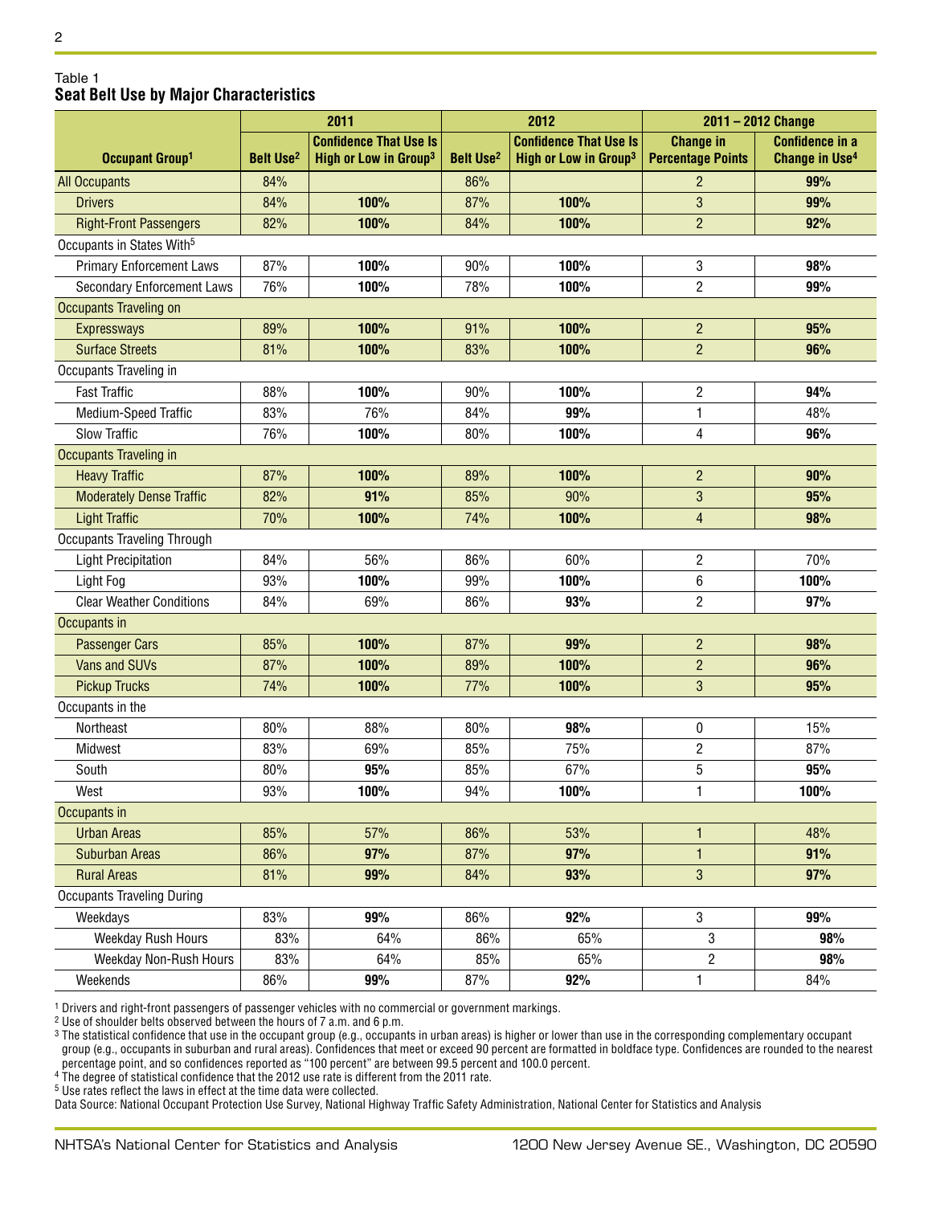Table 1
**Seat Belt Use by Major Characteristics**

| Occupant Group[1] | 2011 | | 2012 | | 2011 – 2012 Change | |
|---|---|---|---|---|---|---|
| | Belt Use[2] | Confidence That Use Is High or Low in Group[3] | Belt Use[2] | Confidence That Use Is High or Low in Group[3] | Change in Percentage Points | Confidence in a Change in Use[4] |
| All Occupants | 84% | | 86% | | 2 | **99%** |
| Drivers | 84% | **100%** | 87% | **100%** | 3 | **99%** |
| Right-Front Passengers | 82% | **100%** | 84% | **100%** | 2 | **92%** |
| Occupants in States With[5] | | | | | | |
| Primary Enforcement Laws | 87% | **100%** | 90% | **100%** | 3 | **98%** |
| Secondary Enforcement Laws | 76% | **100%** | 78% | **100%** | 2 | **99%** |
| Occupants Traveling on | | | | | | |
| Expressways | 89% | **100%** | 91% | **100%** | 2 | **95%** |
| Surface Streets | 81% | **100%** | 83% | **100%** | 2 | **96%** |
| Occupants Traveling in | | | | | | |
| Fast Traffic | 88% | **100%** | 90% | **100%** | 2 | **94%** |
| Medium-Speed Traffic | 83% | 76% | 84% | **99%** | 1 | 48% |
| Slow Traffic | 76% | **100%** | 80% | **100%** | 4 | **96%** |
| Occupants Traveling in | | | | | | |
| Heavy Traffic | 87% | **100%** | 89% | **100%** | 2 | **90%** |
| Moderately Dense Traffic | 82% | **91%** | 85% | 90% | 3 | **95%** |
| Light Traffic | 70% | **100%** | 74% | **100%** | 4 | **98%** |
| Occupants Traveling Through | | | | | | |
| Light Precipitation | 84% | 56% | 86% | 60% | 2 | 70% |
| Light Fog | 93% | **100%** | 99% | **100%** | 6 | **100%** |
| Clear Weather Conditions | 84% | 69% | 86% | **93%** | 2 | **97%** |
| Occupants in | | | | | | |
| Passenger Cars | 85% | **100%** | 87% | **99%** | 2 | **98%** |
| Vans and SUVs | 87% | **100%** | 89% | **100%** | 2 | **96%** |
| Pickup Trucks | 74% | **100%** | 77% | **100%** | 3 | **95%** |
| Occupants in the | | | | | | |
| Northeast | 80% | 88% | 80% | **98%** | 0 | 15% |
| Midwest | 83% | 69% | 85% | 75% | 2 | 87% |
| South | 80% | **95%** | 85% | 67% | 5 | **95%** |
| West | 93% | **100%** | 94% | **100%** | 1 | **100%** |
| Occupants in | | | | | | |
| Urban Areas | 85% | 57% | 86% | 53% | 1 | 48% |
| Suburban Areas | 86% | **97%** | 87% | **97%** | 1 | **91%** |
| Rural Areas | 81% | **99%** | 84% | **93%** | 3 | **97%** |
| Occupants Traveling During | | | | | | |
| Weekdays | 83% | **99%** | 86% | **92%** | 3 | **99%** |
| Weekday Rush Hours | 83% | 64% | 86% | 65% | 3 | **98%** |
| Weekday Non-Rush Hours | 83% | 64% | 85% | 65% | 2 | **98%** |
| Weekends | 86% | **99%** | 87% | **92%** | 1 | 84% |

[1] Drivers and right-front passengers of passenger vehicles with no commercial or government markings.
[2] Use of shoulder belts observed between the hours of 7 a.m. and 6 p.m.
[3] The statistical confidence that use in the occupant group (e.g., occupants in urban areas) is higher or lower than use in the corresponding complementary occupant group (e.g., occupants in suburban and rural areas). Confidences that meet or exceed 90 percent are formatted in boldface type. Confidences are rounded to the nearest percentage point, and so confidences reported as "100 percent" are between 99.5 percent and 100.0 percent.
[4] The degree of statistical confidence that the 2012 use rate is different from the 2011 rate.
[5] Use rates reflect the laws in effect at the time data were collected.
Data Source: National Occupant Protection Use Survey, National Highway Traffic Safety Administration, National Center for Statistics and Analysis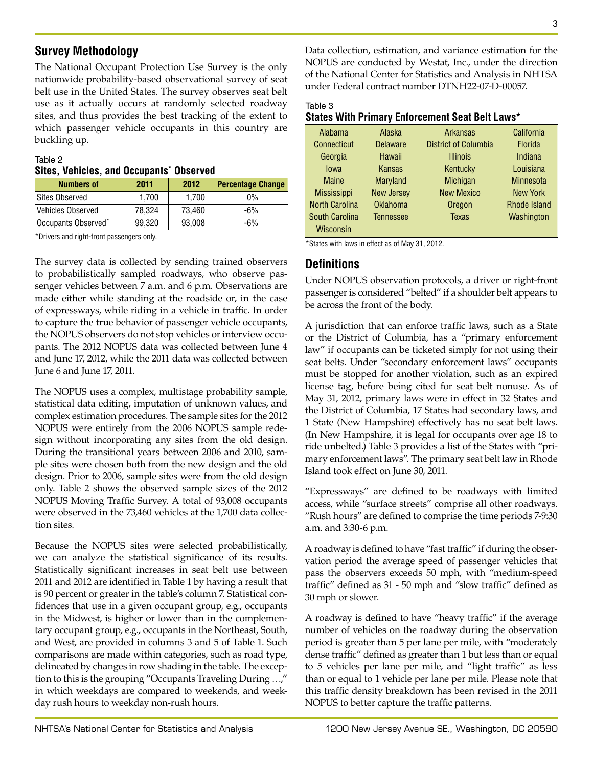## Survey Methodology

The National Occupant Protection Use Survey is the only nationwide probability-based observational survey of seat belt use in the United States. The survey observes seat belt use as it actually occurs at randomly selected roadway sites, and thus provides the best tracking of the extent to which passenger vehicle occupants in this country are buckling up.

Table 2
**Sites, Vehicles, and Occupants* Observed**

| Numbers of | 2011 | 2012 | Percentage Change |
|---|---|---|---|
| Sites Observed | 1,700 | 1,700 | 0% |
| Vehicles Observed | 78,324 | 73,460 | -6% |
| Occupants Observed* | 99,320 | 93,008 | -6% |

*Drivers and right-front passengers only.

The survey data is collected by sending trained observers to probabilistically sampled roadways, who observe passenger vehicles between 7 a.m. and 6 p.m. Observations are made either while standing at the roadside or, in the case of expressways, while riding in a vehicle in traffic. In order to capture the true behavior of passenger vehicle occupants, the NOPUS observers do not stop vehicles or interview occupants. The 2012 NOPUS data was collected between June 4 and June 17, 2012, while the 2011 data was collected between June 6 and June 17, 2011.

The NOPUS uses a complex, multistage probability sample, statistical data editing, imputation of unknown values, and complex estimation procedures. The sample sites for the 2012 NOPUS were entirely from the 2006 NOPUS sample redesign without incorporating any sites from the old design. During the transitional years between 2006 and 2010, sample sites were chosen both from the new design and the old design. Prior to 2006, sample sites were from the old design only. Table 2 shows the observed sample sizes of the 2012 NOPUS Moving Traffic Survey. A total of 93,008 occupants were observed in the 73,460 vehicles at the 1,700 data collection sites.

Because the NOPUS sites were selected probabilistically, we can analyze the statistical significance of its results. Statistically significant increases in seat belt use between 2011 and 2012 are identified in Table 1 by having a result that is 90 percent or greater in the table's column 7. Statistical confidences that use in a given occupant group, e.g., occupants in the Midwest, is higher or lower than in the complementary occupant group, e.g., occupants in the Northeast, South, and West, are provided in columns 3 and 5 of Table 1. Such comparisons are made within categories, such as road type, delineated by changes in row shading in the table. The exception to this is the grouping "Occupants Traveling During …," in which weekdays are compared to weekends, and weekday rush hours to weekday non-rush hours.

Data collection, estimation, and variance estimation for the NOPUS are conducted by Westat, Inc., under the direction of the National Center for Statistics and Analysis in NHTSA under Federal contract number DTNH22-07-D-00057.

Table 3
**States With Primary Enforcement Seat Belt Laws***

| | | | |
|---|---|---|---|
| Alabama | Alaska | Arkansas | California |
| Connecticut | Delaware | District of Columbia | Florida |
| Georgia | Hawaii | Illinois | Indiana |
| Iowa | Kansas | Kentucky | Louisiana |
| Maine | Maryland | Michigan | Minnesota |
| Mississippi | New Jersey | New Mexico | New York |
| North Carolina | Oklahoma | Oregon | Rhode Island |
| South Carolina | Tennessee | Texas | Washington |
| Wisconsin | | | |

*States with laws in effect as of May 31, 2012.

## Definitions

Under NOPUS observation protocols, a driver or right-front passenger is considered "belted" if a shoulder belt appears to be across the front of the body.

A jurisdiction that can enforce traffic laws, such as a State or the District of Columbia, has a "primary enforcement law" if occupants can be ticketed simply for not using their seat belts. Under "secondary enforcement laws" occupants must be stopped for another violation, such as an expired license tag, before being cited for seat belt nonuse. As of May 31, 2012, primary laws were in effect in 32 States and the District of Columbia, 17 States had secondary laws, and 1 State (New Hampshire) effectively has no seat belt laws. (In New Hampshire, it is legal for occupants over age 18 to ride unbelted.) Table 3 provides a list of the States with "primary enforcement laws". The primary seat belt law in Rhode Island took effect on June 30, 2011.

"Expressways" are defined to be roadways with limited access, while "surface streets" comprise all other roadways. "Rush hours" are defined to comprise the time periods 7-9:30 a.m. and 3:30-6 p.m.

A roadway is defined to have "fast traffic" if during the observation period the average speed of passenger vehicles that pass the observers exceeds 50 mph, with "medium-speed traffic" defined as 31 - 50 mph and "slow traffic" defined as 30 mph or slower.

A roadway is defined to have "heavy traffic" if the average number of vehicles on the roadway during the observation period is greater than 5 per lane per mile, with "moderately dense traffic" defined as greater than 1 but less than or equal to 5 vehicles per lane per mile, and "light traffic" as less than or equal to 1 vehicle per lane per mile. Please note that this traffic density breakdown has been revised in the 2011 NOPUS to better capture the traffic patterns.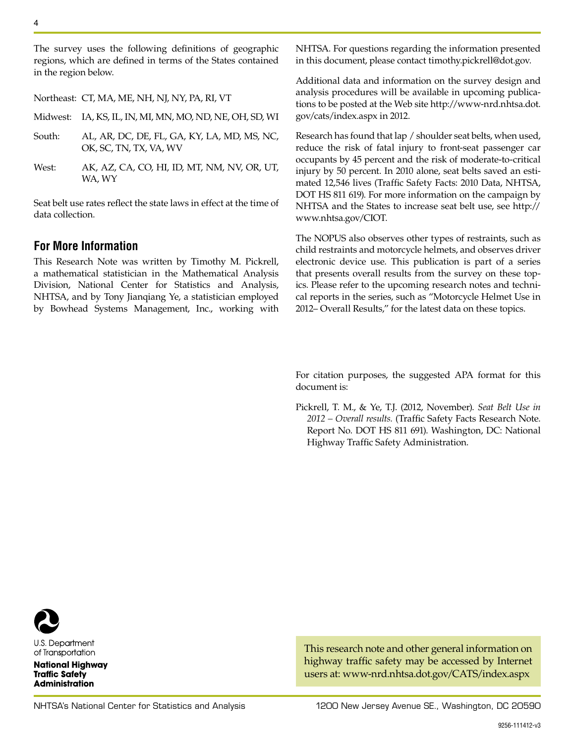The survey uses the following definitions of geographic regions, which are defined in terms of the States contained in the region below.

| | |
|---|---|
| Northeast: | CT, MA, ME, NH, NJ, NY, PA, RI, VT |
| Midwest: | IA, KS, IL, IN, MI, MN, MO, ND, NE, OH, SD, WI |
| South: | AL, AR, DC, DE, FL, GA, KY, LA, MD, MS, NC, OK, SC, TN, TX, VA, WV |
| West: | AK, AZ, CA, CO, HI, ID, MT, NM, NV, OR, UT, WA, WY |

Seat belt use rates reflect the state laws in effect at the time of data collection.

## For More Information

This Research Note was written by Timothy M. Pickrell, a mathematical statistician in the Mathematical Analysis Division, National Center for Statistics and Analysis, NHTSA, and by Tony Jianqiang Ye, a statistician employed by Bowhead Systems Management, Inc., working with NHTSA. For questions regarding the information presented in this document, please contact timothy.pickrell@dot.gov.

Additional data and information on the survey design and analysis procedures will be available in upcoming publications to be posted at the Web site http://www-nrd.nhtsa.dot.gov/cats/index.aspx in 2012.

Research has found that lap / shoulder seat belts, when used, reduce the risk of fatal injury to front-seat passenger car occupants by 45 percent and the risk of moderate-to-critical injury by 50 percent. In 2010 alone, seat belts saved an estimated 12,546 lives (Traffic Safety Facts: 2010 Data, NHTSA, DOT HS 811 619). For more information on the campaign by NHTSA and the States to increase seat belt use, see http://www.nhtsa.gov/CIOT.

The NOPUS also observes other types of restraints, such as child restraints and motorcycle helmets, and observes driver electronic device use. This publication is part of a series that presents overall results from the survey on these topics. Please refer to the upcoming research notes and technical reports in the series, such as "Motorcycle Helmet Use in 2012– Overall Results," for the latest data on these topics.

For citation purposes, the suggested APA format for this document is:

Pickrell, T. M., & Ye, T.J. (2012, November). *Seat Belt Use in 2012 – Overall results.* (Traffic Safety Facts Research Note. Report No. DOT HS 811 691). Washington, DC: National Highway Traffic Safety Administration.

U.S. Department of Transportation

**National Highway Traffic Safety Administration**

This research note and other general information on highway traffic safety may be accessed by Internet users at: www-nrd.nhtsa.dot.gov/CATS/index.aspx

NHTSA's National Center for Statistics and Analysis 1200 New Jersey Avenue SE., Washington, DC 20590

9256-111412-v3